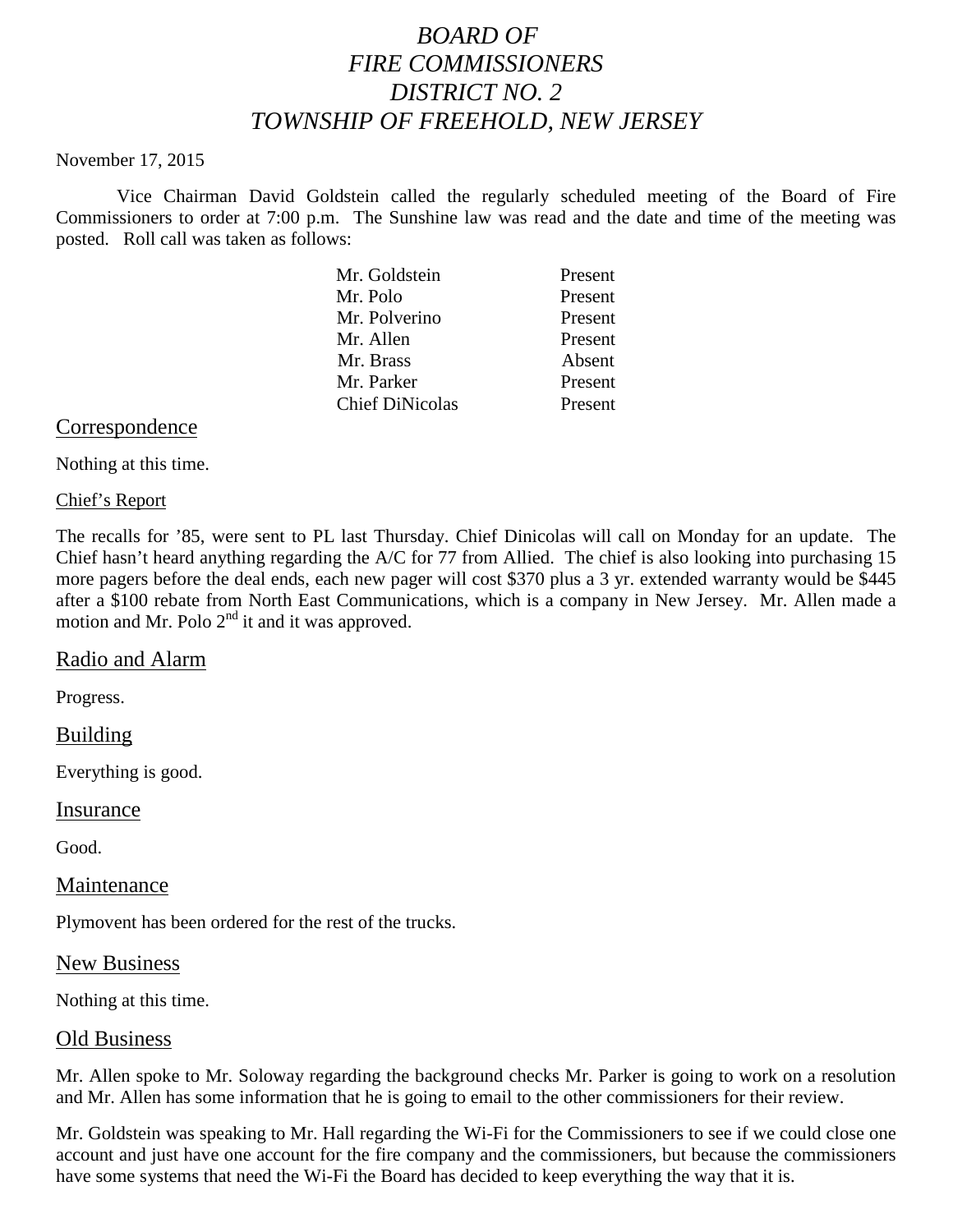# *BOARD OF FIRE COMMISSIONERS DISTRICT NO. 2 TOWNSHIP OF FREEHOLD, NEW JERSEY*

November 17, 2015

Vice Chairman David Goldstein called the regularly scheduled meeting of the Board of Fire Commissioners to order at 7:00 p.m. The Sunshine law was read and the date and time of the meeting was posted. Roll call was taken as follows:

| | |
|---|---|
| Mr. Goldstein | Present |
| Mr. Polo | Present |
| Mr. Polverino | Present |
| Mr. Allen | Present |
| Mr. Brass | Absent |
| Mr. Parker | Present |
| Chief DiNicolas | Present |

## Correspondence

Nothing at this time.

## Chief's Report

The recalls for '85, were sent to PL last Thursday. Chief Dinicolas will call on Monday for an update. The Chief hasn't heard anything regarding the A/C for 77 from Allied. The chief is also looking into purchasing 15 more pagers before the deal ends, each new pager will cost $370 plus a 3 yr. extended warranty would be $445 after a $100 rebate from North East Communications, which is a company in New Jersey. Mr. Allen made a motion and Mr. Polo 2nd it and it was approved.

## Radio and Alarm

Progress.

## Building

Everything is good.

## Insurance

Good.

## Maintenance

Plymovent has been ordered for the rest of the trucks.

## New Business

Nothing at this time.

## Old Business

Mr. Allen spoke to Mr. Soloway regarding the background checks Mr. Parker is going to work on a resolution and Mr. Allen has some information that he is going to email to the other commissioners for their review.

Mr. Goldstein was speaking to Mr. Hall regarding the Wi-Fi for the Commissioners to see if we could close one account and just have one account for the fire company and the commissioners, but because the commissioners have some systems that need the Wi-Fi the Board has decided to keep everything the way that it is.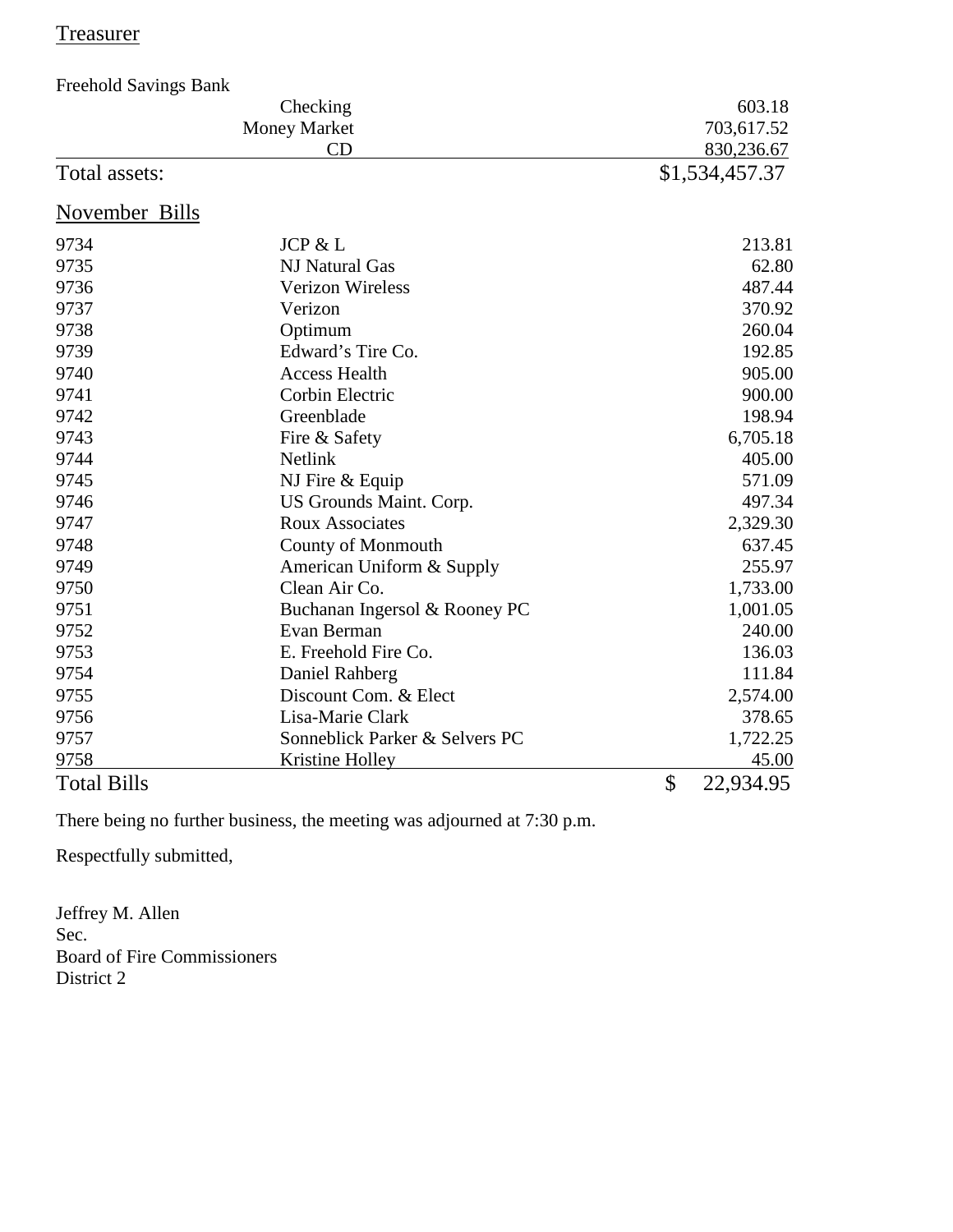## Treasurer

Freehold Savings Bank

| | | |
|---|---|---|
| | Checking | 603.18 |
| | Money Market | 703,617.52 |
| | CD | 830,236.67 |
| Total assets: | | $1,534,457.37 |

## November Bills

| | | |
|---|---|---|
| 9734 | JCP & L | 213.81 |
| 9735 | NJ Natural Gas | 62.80 |
| 9736 | Verizon Wireless | 487.44 |
| 9737 | Verizon | 370.92 |
| 9738 | Optimum | 260.04 |
| 9739 | Edward's Tire Co. | 192.85 |
| 9740 | Access Health | 905.00 |
| 9741 | Corbin Electric | 900.00 |
| 9742 | Greenblade | 198.94 |
| 9743 | Fire & Safety | 6,705.18 |
| 9744 | Netlink | 405.00 |
| 9745 | NJ Fire & Equip | 571.09 |
| 9746 | US Grounds Maint. Corp. | 497.34 |
| 9747 | Roux Associates | 2,329.30 |
| 9748 | County of Monmouth | 637.45 |
| 9749 | American Uniform & Supply | 255.97 |
| 9750 | Clean Air Co. | 1,733.00 |
| 9751 | Buchanan Ingersol & Rooney PC | 1,001.05 |
| 9752 | Evan Berman | 240.00 |
| 9753 | E. Freehold Fire Co. | 136.03 |
| 9754 | Daniel Rahberg | 111.84 |
| 9755 | Discount Com. & Elect | 2,574.00 |
| 9756 | Lisa-Marie Clark | 378.65 |
| 9757 | Sonneblick Parker & Selvers PC | 1,722.25 |
| 9758 | Kristine Holley | 45.00 |
| Total Bills | | $ 22,934.95 |

There being no further business, the meeting was adjourned at 7:30 p.m.

Respectfully submitted,

Jeffrey M. Allen
Sec.
Board of Fire Commissioners
District 2